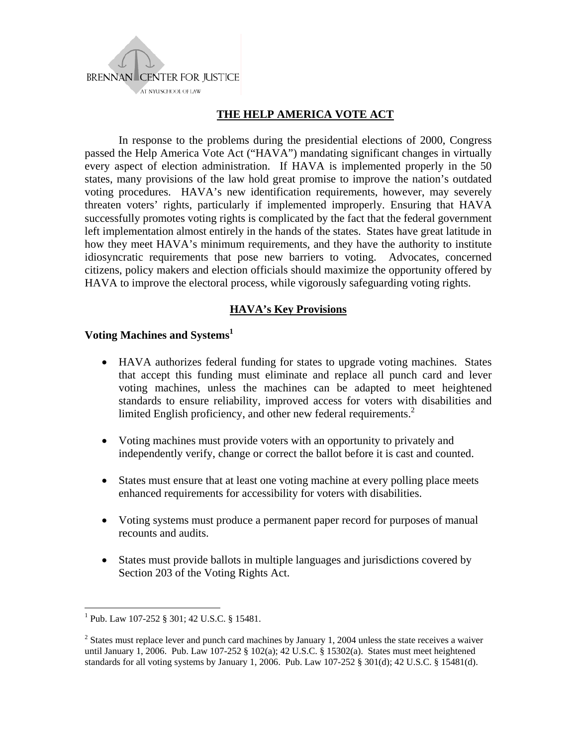BRENNAN CENTER FOR JUSTICE
AT NYU SCHOOL OF LAW

# THE HELP AMERICA VOTE ACT

In response to the problems during the presidential elections of 2000, Congress passed the Help America Vote Act ("HAVA") mandating significant changes in virtually every aspect of election administration. If HAVA is implemented properly in the 50 states, many provisions of the law hold great promise to improve the nation's outdated voting procedures. HAVA's new identification requirements, however, may severely threaten voters' rights, particularly if implemented improperly. Ensuring that HAVA successfully promotes voting rights is complicated by the fact that the federal government left implementation almost entirely in the hands of the states. States have great latitude in how they meet HAVA's minimum requirements, and they have the authority to institute idiosyncratic requirements that pose new barriers to voting. Advocates, concerned citizens, policy makers and election officials should maximize the opportunity offered by HAVA to improve the electoral process, while vigorously safeguarding voting rights.

## HAVA's Key Provisions

### Voting Machines and Systems[1]

- HAVA authorizes federal funding for states to upgrade voting machines. States that accept this funding must eliminate and replace all punch card and lever voting machines, unless the machines can be adapted to meet heightened standards to ensure reliability, improved access for voters with disabilities and limited English proficiency, and other new federal requirements.[2]

- Voting machines must provide voters with an opportunity to privately and independently verify, change or correct the ballot before it is cast and counted.

- States must ensure that at least one voting machine at every polling place meets enhanced requirements for accessibility for voters with disabilities.

- Voting systems must produce a permanent paper record for purposes of manual recounts and audits.

- States must provide ballots in multiple languages and jurisdictions covered by Section 203 of the Voting Rights Act.

---

[1] Pub. Law 107-252 § 301; 42 U.S.C. § 15481.

[2] States must replace lever and punch card machines by January 1, 2004 unless the state receives a waiver until January 1, 2006. Pub. Law 107-252 § 102(a); 42 U.S.C. § 15302(a). States must meet heightened standards for all voting systems by January 1, 2006. Pub. Law 107-252 § 301(d); 42 U.S.C. § 15481(d).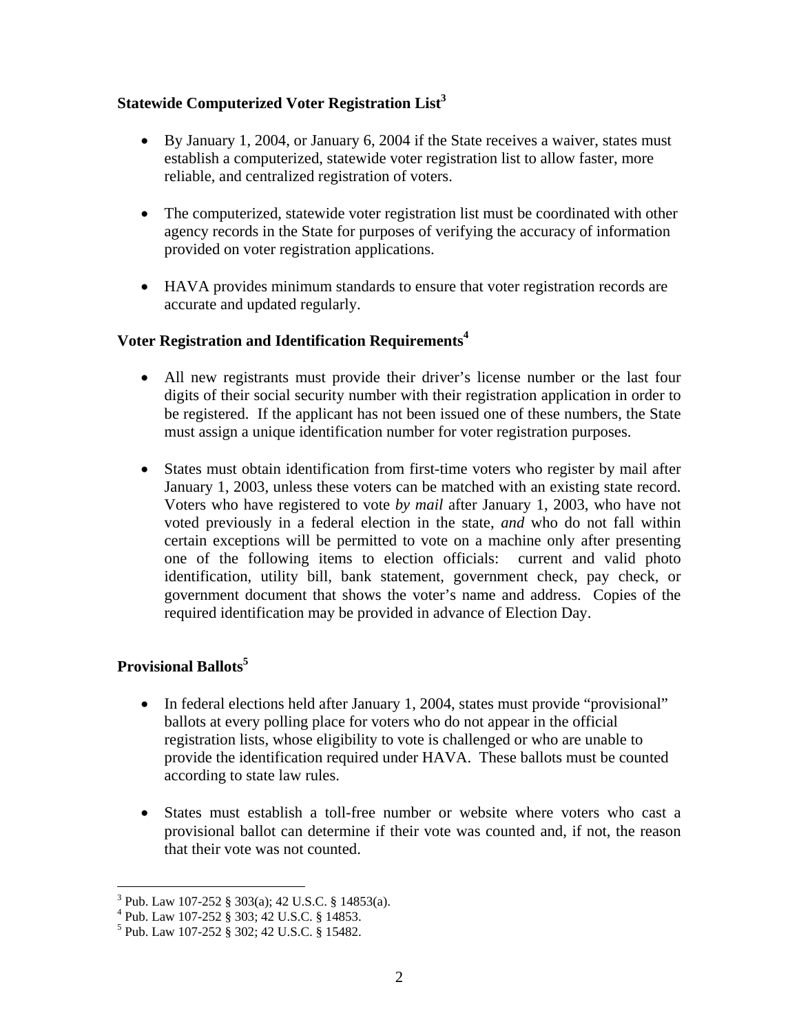### Statewide Computerized Voter Registration List[3]

- By January 1, 2004, or January 6, 2004 if the State receives a waiver, states must establish a computerized, statewide voter registration list to allow faster, more reliable, and centralized registration of voters.

- The computerized, statewide voter registration list must be coordinated with other agency records in the State for purposes of verifying the accuracy of information provided on voter registration applications.

- HAVA provides minimum standards to ensure that voter registration records are accurate and updated regularly.

### Voter Registration and Identification Requirements[4]

- All new registrants must provide their driver's license number or the last four digits of their social security number with their registration application in order to be registered. If the applicant has not been issued one of these numbers, the State must assign a unique identification number for voter registration purposes.

- States must obtain identification from first-time voters who register by mail after January 1, 2003, unless these voters can be matched with an existing state record. Voters who have registered to vote *by mail* after January 1, 2003, who have not voted previously in a federal election in the state, *and* who do not fall within certain exceptions will be permitted to vote on a machine only after presenting one of the following items to election officials: current and valid photo identification, utility bill, bank statement, government check, pay check, or government document that shows the voter's name and address. Copies of the required identification may be provided in advance of Election Day.

### Provisional Ballots[5]

- In federal elections held after January 1, 2004, states must provide "provisional" ballots at every polling place for voters who do not appear in the official registration lists, whose eligibility to vote is challenged or who are unable to provide the identification required under HAVA. These ballots must be counted according to state law rules.

- States must establish a toll-free number or website where voters who cast a provisional ballot can determine if their vote was counted and, if not, the reason that their vote was not counted.

---

[3] Pub. Law 107-252 § 303(a); 42 U.S.C. § 14853(a).
[4] Pub. Law 107-252 § 303; 42 U.S.C. § 14853.
[5] Pub. Law 107-252 § 302; 42 U.S.C. § 15482.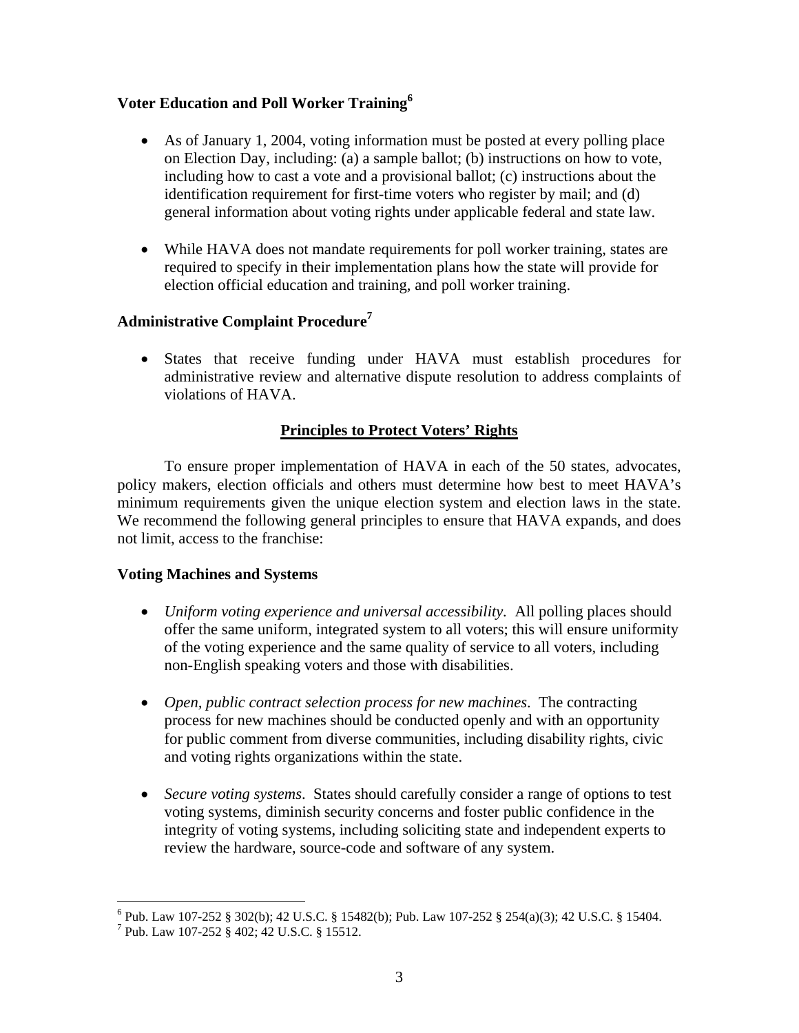### Voter Education and Poll Worker Training[6]

- As of January 1, 2004, voting information must be posted at every polling place on Election Day, including: (a) a sample ballot; (b) instructions on how to vote, including how to cast a vote and a provisional ballot; (c) instructions about the identification requirement for first-time voters who register by mail; and (d) general information about voting rights under applicable federal and state law.

- While HAVA does not mandate requirements for poll worker training, states are required to specify in their implementation plans how the state will provide for election official education and training, and poll worker training.

### Administrative Complaint Procedure[7]

- States that receive funding under HAVA must establish procedures for administrative review and alternative dispute resolution to address complaints of violations of HAVA.

## Principles to Protect Voters' Rights

To ensure proper implementation of HAVA in each of the 50 states, advocates, policy makers, election officials and others must determine how best to meet HAVA's minimum requirements given the unique election system and election laws in the state. We recommend the following general principles to ensure that HAVA expands, and does not limit, access to the franchise:

### Voting Machines and Systems

- *Uniform voting experience and universal accessibility.* All polling places should offer the same uniform, integrated system to all voters; this will ensure uniformity of the voting experience and the same quality of service to all voters, including non-English speaking voters and those with disabilities.

- *Open, public contract selection process for new machines*. The contracting process for new machines should be conducted openly and with an opportunity for public comment from diverse communities, including disability rights, civic and voting rights organizations within the state.

- *Secure voting systems*. States should carefully consider a range of options to test voting systems, diminish security concerns and foster public confidence in the integrity of voting systems, including soliciting state and independent experts to review the hardware, source-code and software of any system.

---

[6] Pub. Law 107-252 § 302(b); 42 U.S.C. § 15482(b); Pub. Law 107-252 § 254(a)(3); 42 U.S.C. § 15404.

[7] Pub. Law 107-252 § 402; 42 U.S.C. § 15512.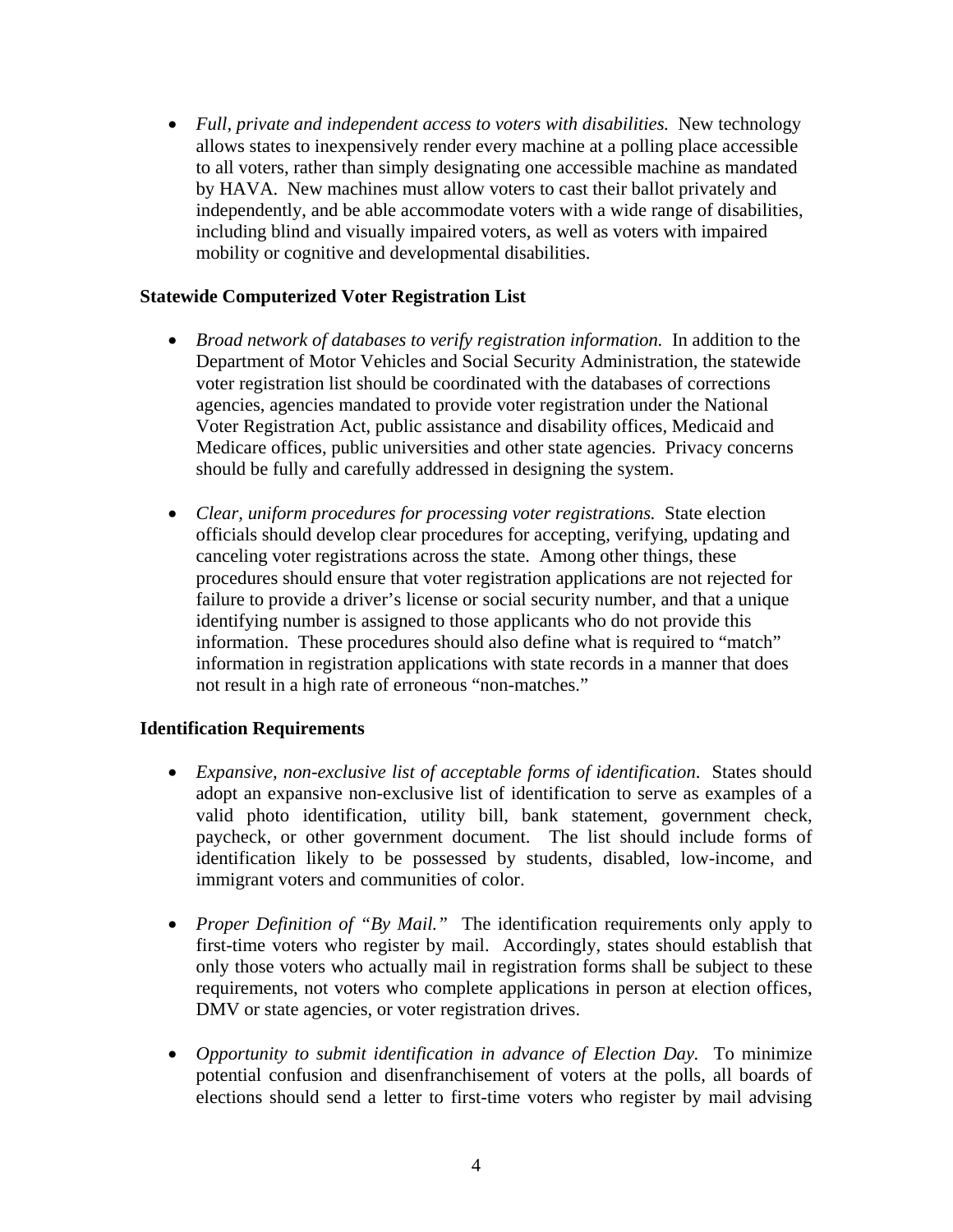- *Full, private and independent access to voters with disabilities.* New technology allows states to inexpensively render every machine at a polling place accessible to all voters, rather than simply designating one accessible machine as mandated by HAVA. New machines must allow voters to cast their ballot privately and independently, and be able accommodate voters with a wide range of disabilities, including blind and visually impaired voters, as well as voters with impaired mobility or cognitive and developmental disabilities.

### Statewide Computerized Voter Registration List

- *Broad network of databases to verify registration information.* In addition to the Department of Motor Vehicles and Social Security Administration, the statewide voter registration list should be coordinated with the databases of corrections agencies, agencies mandated to provide voter registration under the National Voter Registration Act, public assistance and disability offices, Medicaid and Medicare offices, public universities and other state agencies. Privacy concerns should be fully and carefully addressed in designing the system.

- *Clear, uniform procedures for processing voter registrations.* State election officials should develop clear procedures for accepting, verifying, updating and canceling voter registrations across the state. Among other things, these procedures should ensure that voter registration applications are not rejected for failure to provide a driver's license or social security number, and that a unique identifying number is assigned to those applicants who do not provide this information. These procedures should also define what is required to "match" information in registration applications with state records in a manner that does not result in a high rate of erroneous "non-matches."

### Identification Requirements

- *Expansive, non-exclusive list of acceptable forms of identification*. States should adopt an expansive non-exclusive list of identification to serve as examples of a valid photo identification, utility bill, bank statement, government check, paycheck, or other government document. The list should include forms of identification likely to be possessed by students, disabled, low-income, and immigrant voters and communities of color.

- *Proper Definition of "By Mail."* The identification requirements only apply to first-time voters who register by mail. Accordingly, states should establish that only those voters who actually mail in registration forms shall be subject to these requirements, not voters who complete applications in person at election offices, DMV or state agencies, or voter registration drives.

- *Opportunity to submit identification in advance of Election Day.* To minimize potential confusion and disenfranchisement of voters at the polls, all boards of elections should send a letter to first-time voters who register by mail advising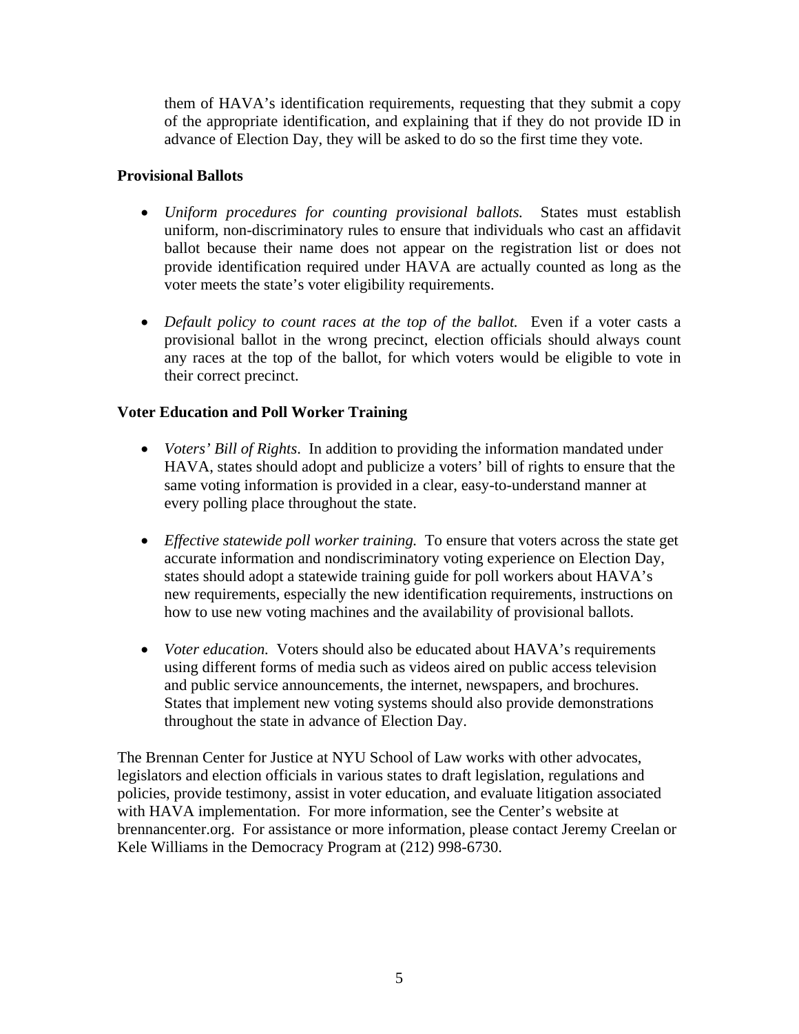them of HAVA's identification requirements, requesting that they submit a copy of the appropriate identification, and explaining that if they do not provide ID in advance of Election Day, they will be asked to do so the first time they vote.

**Provisional Ballots**

- *Uniform procedures for counting provisional ballots.* States must establish uniform, non-discriminatory rules to ensure that individuals who cast an affidavit ballot because their name does not appear on the registration list or does not provide identification required under HAVA are actually counted as long as the voter meets the state's voter eligibility requirements.

- *Default policy to count races at the top of the ballot.* Even if a voter casts a provisional ballot in the wrong precinct, election officials should always count any races at the top of the ballot, for which voters would be eligible to vote in their correct precinct.

**Voter Education and Poll Worker Training**

- *Voters' Bill of Rights*. In addition to providing the information mandated under HAVA, states should adopt and publicize a voters' bill of rights to ensure that the same voting information is provided in a clear, easy-to-understand manner at every polling place throughout the state.

- *Effective statewide poll worker training.* To ensure that voters across the state get accurate information and nondiscriminatory voting experience on Election Day, states should adopt a statewide training guide for poll workers about HAVA's new requirements, especially the new identification requirements, instructions on how to use new voting machines and the availability of provisional ballots.

- *Voter education.* Voters should also be educated about HAVA's requirements using different forms of media such as videos aired on public access television and public service announcements, the internet, newspapers, and brochures. States that implement new voting systems should also provide demonstrations throughout the state in advance of Election Day.

The Brennan Center for Justice at NYU School of Law works with other advocates, legislators and election officials in various states to draft legislation, regulations and policies, provide testimony, assist in voter education, and evaluate litigation associated with HAVA implementation. For more information, see the Center's website at brennancenter.org. For assistance or more information, please contact Jeremy Creelan or Kele Williams in the Democracy Program at (212) 998-6730.